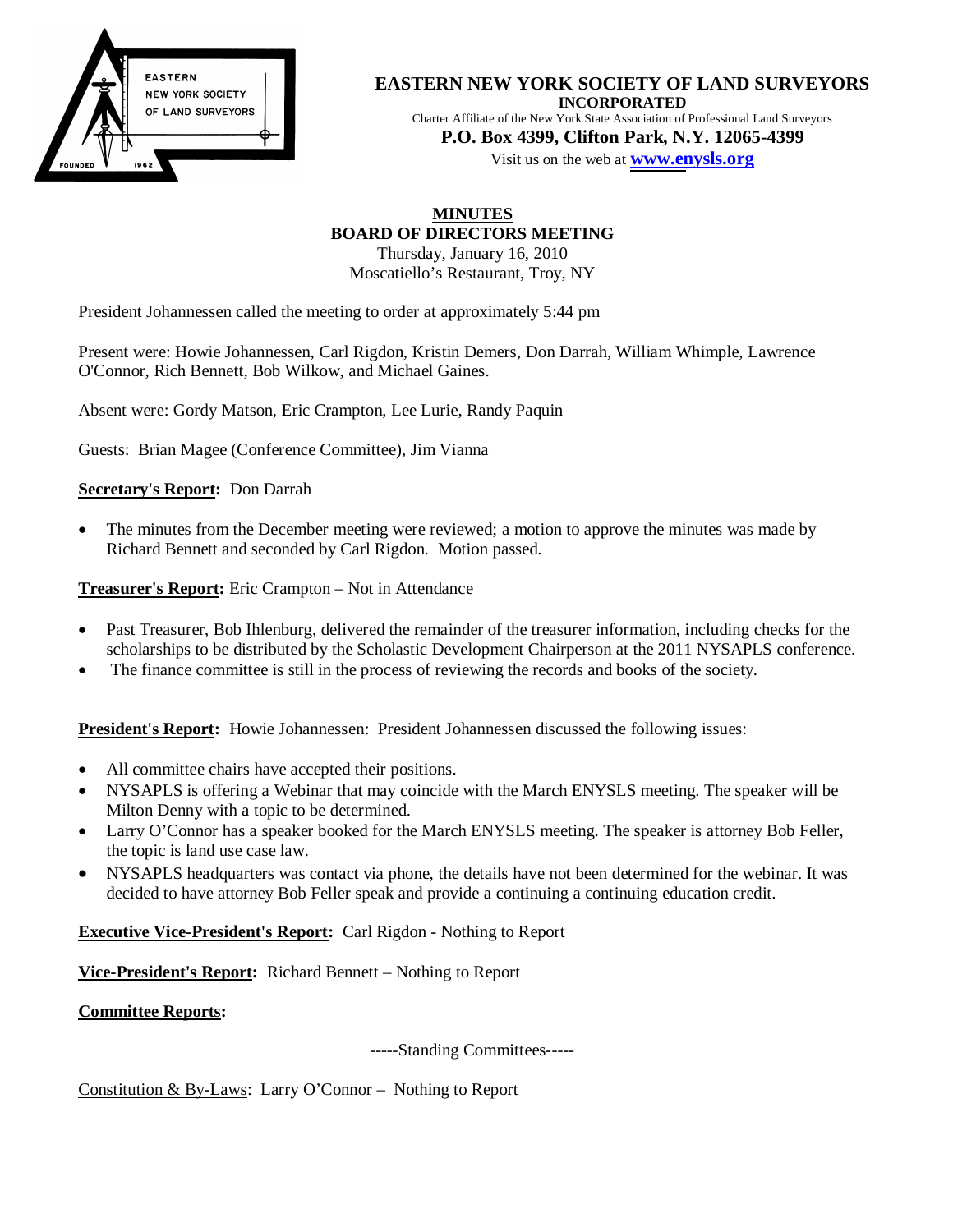**EASTERN NEW YORK SOCIETY OF LAND SURVEYORS**
**INCORPORATED**
Charter Affiliate of the New York State Association of Professional Land Surveyors
**P.O. Box 4399, Clifton Park, N.Y. 12065-4399**
Visit us on the web at **www.enysls.org**

# MINUTES
## BOARD OF DIRECTORS MEETING

Thursday, January 16, 2010
Moscatiello's Restaurant, Troy, NY

President Johannessen called the meeting to order at approximately 5:44 pm

Present were: Howie Johannessen, Carl Rigdon, Kristin Demers, Don Darrah, William Whimple, Lawrence O'Connor, Rich Bennett, Bob Wilkow, and Michael Gaines.

Absent were: Gordy Matson, Eric Crampton, Lee Lurie, Randy Paquin

Guests: Brian Magee (Conference Committee), Jim Vianna

**Secretary's Report:** Don Darrah

- The minutes from the December meeting were reviewed; a motion to approve the minutes was made by Richard Bennett and seconded by Carl Rigdon. Motion passed.

**Treasurer's Report:** Eric Crampton – Not in Attendance

- Past Treasurer, Bob Ihlenburg, delivered the remainder of the treasurer information, including checks for the scholarships to be distributed by the Scholastic Development Chairperson at the 2011 NYSAPLS conference.
- The finance committee is still in the process of reviewing the records and books of the society.

**President's Report:** Howie Johannessen: President Johannessen discussed the following issues:

- All committee chairs have accepted their positions.
- NYSAPLS is offering a Webinar that may coincide with the March ENYSLS meeting. The speaker will be Milton Denny with a topic to be determined.
- Larry O'Connor has a speaker booked for the March ENYSLS meeting. The speaker is attorney Bob Feller, the topic is land use case law.
- NYSAPLS headquarters was contact via phone, the details have not been determined for the webinar. It was decided to have attorney Bob Feller speak and provide a continuing a continuing education credit.

**Executive Vice-President's Report:** Carl Rigdon - Nothing to Report

**Vice-President's Report:** Richard Bennett – Nothing to Report

**Committee Reports:**

-----Standing Committees-----

Constitution & By-Laws: Larry O'Connor – Nothing to Report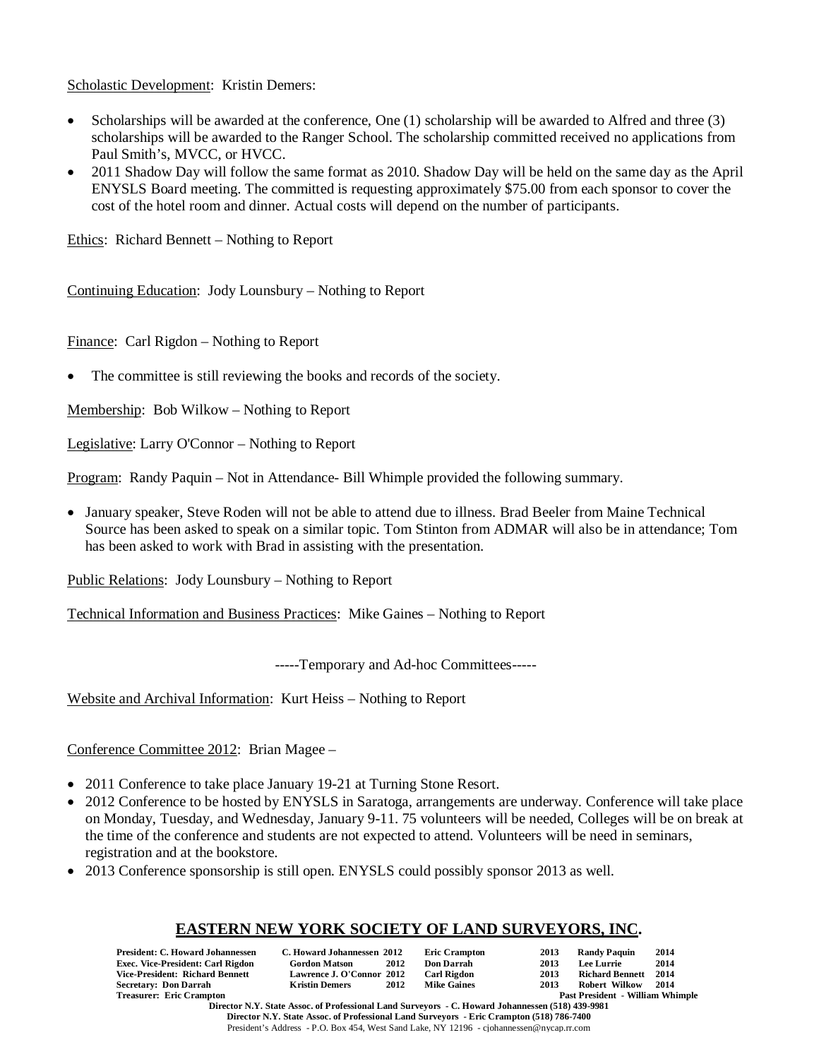Scholastic Development: Kristin Demers:

- Scholarships will be awarded at the conference, One (1) scholarship will be awarded to Alfred and three (3) scholarships will be awarded to the Ranger School. The scholarship committed received no applications from Paul Smith's, MVCC, or HVCC.
- 2011 Shadow Day will follow the same format as 2010. Shadow Day will be held on the same day as the April ENYSLS Board meeting. The committed is requesting approximately $75.00 from each sponsor to cover the cost of the hotel room and dinner. Actual costs will depend on the number of participants.

Ethics: Richard Bennett – Nothing to Report

Continuing Education: Jody Lounsbury – Nothing to Report

Finance: Carl Rigdon – Nothing to Report

- The committee is still reviewing the books and records of the society.

Membership: Bob Wilkow – Nothing to Report

Legislative: Larry O'Connor – Nothing to Report

Program: Randy Paquin – Not in Attendance- Bill Whimple provided the following summary.

- January speaker, Steve Roden will not be able to attend due to illness. Brad Beeler from Maine Technical Source has been asked to speak on a similar topic. Tom Stinton from ADMAR will also be in attendance; Tom has been asked to work with Brad in assisting with the presentation.

Public Relations: Jody Lounsbury – Nothing to Report

Technical Information and Business Practices: Mike Gaines – Nothing to Report

-----Temporary and Ad-hoc Committees-----

Website and Archival Information: Kurt Heiss – Nothing to Report

Conference Committee 2012: Brian Magee –

- 2011 Conference to take place January 19-21 at Turning Stone Resort.
- 2012 Conference to be hosted by ENYSLS in Saratoga, arrangements are underway. Conference will take place on Monday, Tuesday, and Wednesday, January 9-11. 75 volunteers will be needed, Colleges will be on break at the time of the conference and students are not expected to attend. Volunteers will be need in seminars, registration and at the bookstore.
- 2013 Conference sponsorship is still open. ENYSLS could possibly sponsor 2013 as well.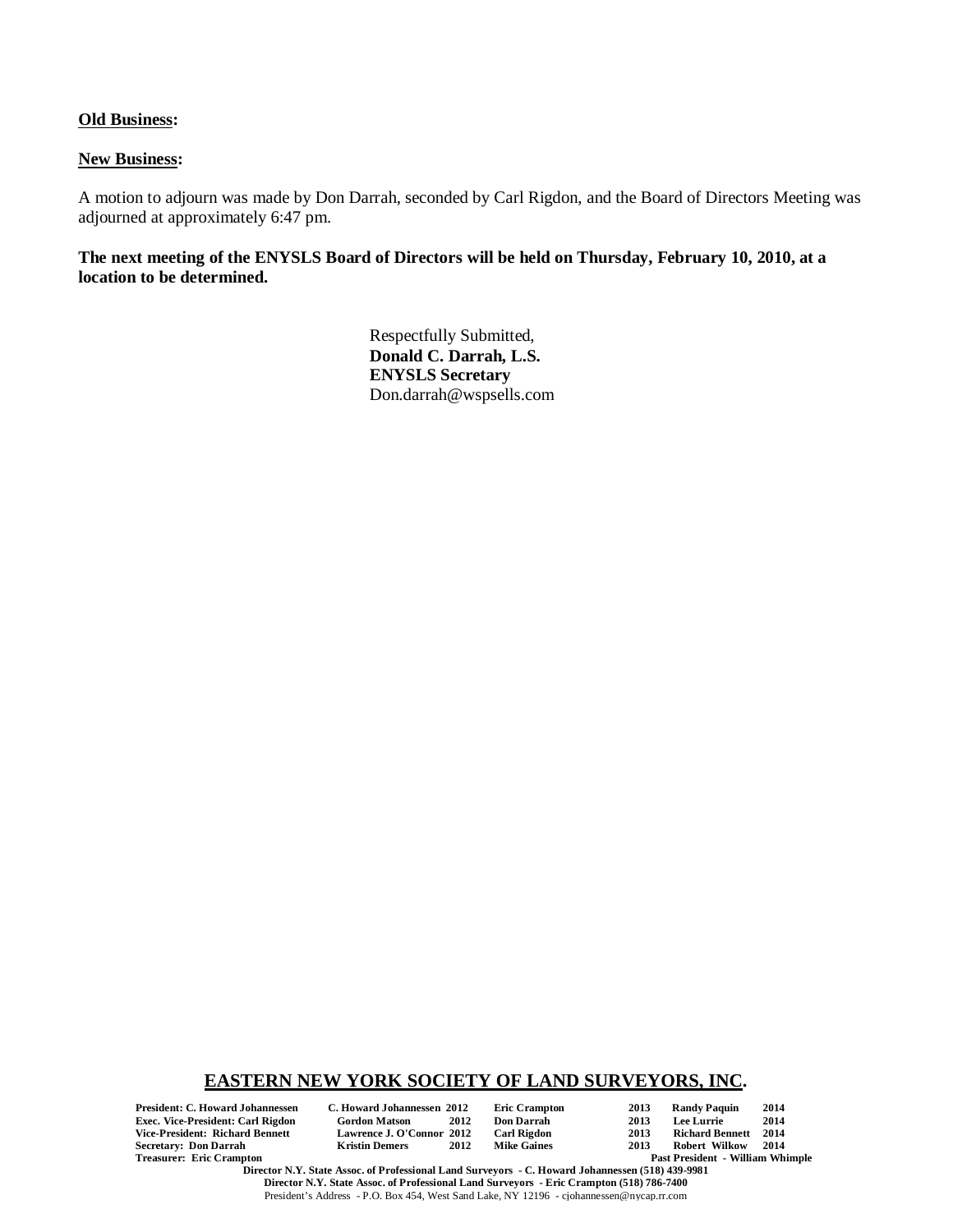**Old Business:**

**New Business:**

A motion to adjourn was made by Don Darrah, seconded by Carl Rigdon, and the Board of Directors Meeting was adjourned at approximately 6:47 pm.

**The next meeting of the ENYSLS Board of Directors will be held on Thursday, February 10, 2010, at a location to be determined.**

Respectfully Submitted,
**Donald C. Darrah, L.S.**
**ENYSLS Secretary**
Don.darrah@wspsells.com

## EASTERN NEW YORK SOCIETY OF LAND SURVEYORS, INC.

| | | | | | | | |
|---|---|---|---|---|---|---|---|
| **President: C. Howard Johannessen** | **C. Howard Johannessen** | **2012** | **Eric Crampton** | **2013** | **Randy Paquin** | **2014** |
| **Exec. Vice-President: Carl Rigdon** | **Gordon Matson** | **2012** | **Don Darrah** | **2013** | **Lee Lurrie** | **2014** |
| **Vice-President: Richard Bennett** | **Lawrence J. O'Connor** | **2012** | **Carl Rigdon** | **2013** | **Richard Bennett** | **2014** |
| **Secretary: Don Darrah** | **Kristin Demers** | **2012** | **Mike Gaines** | **2013** | **Robert Wilkow** | **2014** |
| **Treasurer: Eric Crampton** | | | | | **Past President - William Whimple** | |

**Director N.Y. State Assoc. of Professional Land Surveyors - C. Howard Johannessen (518) 439-9981**
**Director N.Y. State Assoc. of Professional Land Surveyors - Eric Crampton (518) 786-7400**
President's Address - P.O. Box 454, West Sand Lake, NY 12196 - cjohannessen@nycap.rr.com